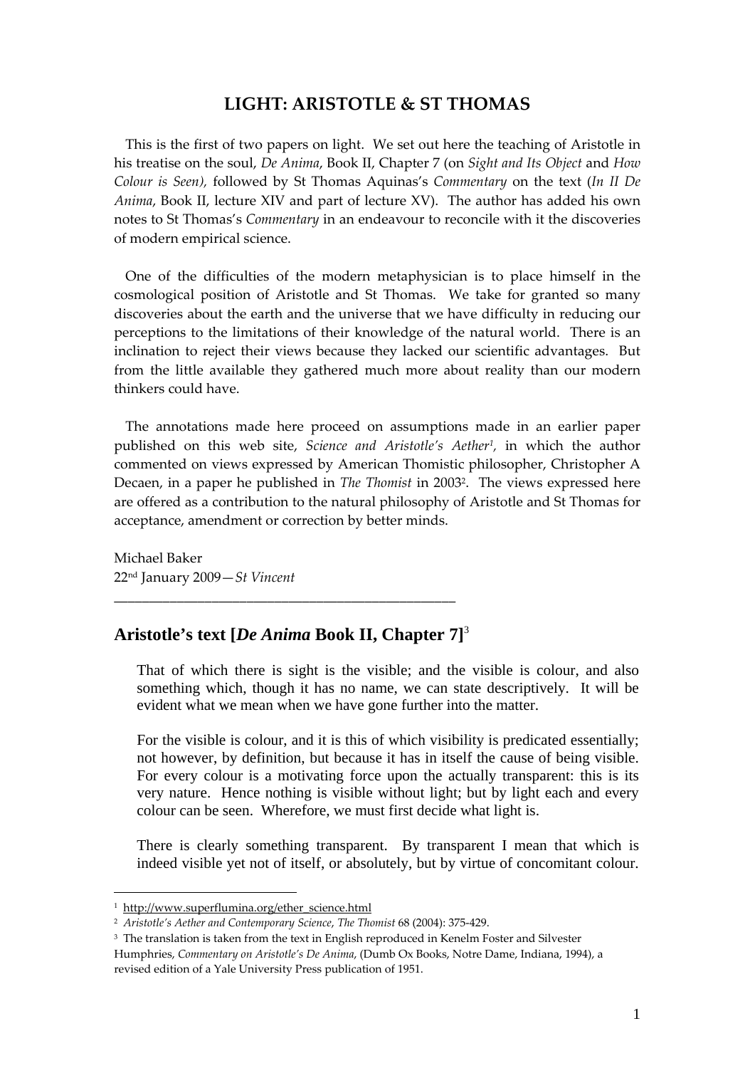# LIGHT: ARISTOTLE & ST THOMAS

This is the first of two papers on light. We set out here the teaching of Aristotle in his treatise on the soul, *De Anima*, Book II, Chapter 7 (on *Sight and Its Object* and *How Colour is Seen),* followed by St Thomas Aquinas's *Commentary* on the text (*In II De Anima*, Book II, lecture XIV and part of lecture XV). The author has added his own notes to St Thomas's *Commentary* in an endeavour to reconcile with it the discoveries of modern empirical science.

One of the difficulties of the modern metaphysician is to place himself in the cosmological position of Aristotle and St Thomas. We take for granted so many discoveries about the earth and the universe that we have difficulty in reducing our perceptions to the limitations of their knowledge of the natural world. There is an inclination to reject their views because they lacked our scientific advantages. But from the little available they gathered much more about reality than our modern thinkers could have.

The annotations made here proceed on assumptions made in an earlier paper published on this web site, *Science and Aristotle's Aether*[1], in which the author commented on views expressed by American Thomistic philosopher, Christopher A Decaen, in a paper he published in *The Thomist* in 2003[2]. The views expressed here are offered as a contribution to the natural philosophy of Aristotle and St Thomas for acceptance, amendment or correction by better minds.

Michael Baker
22nd January 2009—*St Vincent*

---

## Aristotle's text [*De Anima* Book II, Chapter 7][3]

> That of which there is sight is the visible; and the visible is colour, and also something which, though it has no name, we can state descriptively. It will be evident what we mean when we have gone further into the matter.
>
> For the visible is colour, and it is this of which visibility is predicated essentially; not however, by definition, but because it has in itself the cause of being visible. For every colour is a motivating force upon the actually transparent: this is its very nature. Hence nothing is visible without light; but by light each and every colour can be seen. Wherefore, we must first decide what light is.
>
> There is clearly something transparent. By transparent I mean that which is indeed visible yet not of itself, or absolutely, but by virtue of concomitant colour.

---

[1] http://www.superflumina.org/ether_science.html

[2] *Aristotle's Aether and Contemporary Science*, *The Thomist* 68 (2004): 375-429.

[3] The translation is taken from the text in English reproduced in Kenelm Foster and Silvester Humphries, *Commentary on Aristotle's De Anima*, (Dumb Ox Books, Notre Dame, Indiana, 1994), a revised edition of a Yale University Press publication of 1951.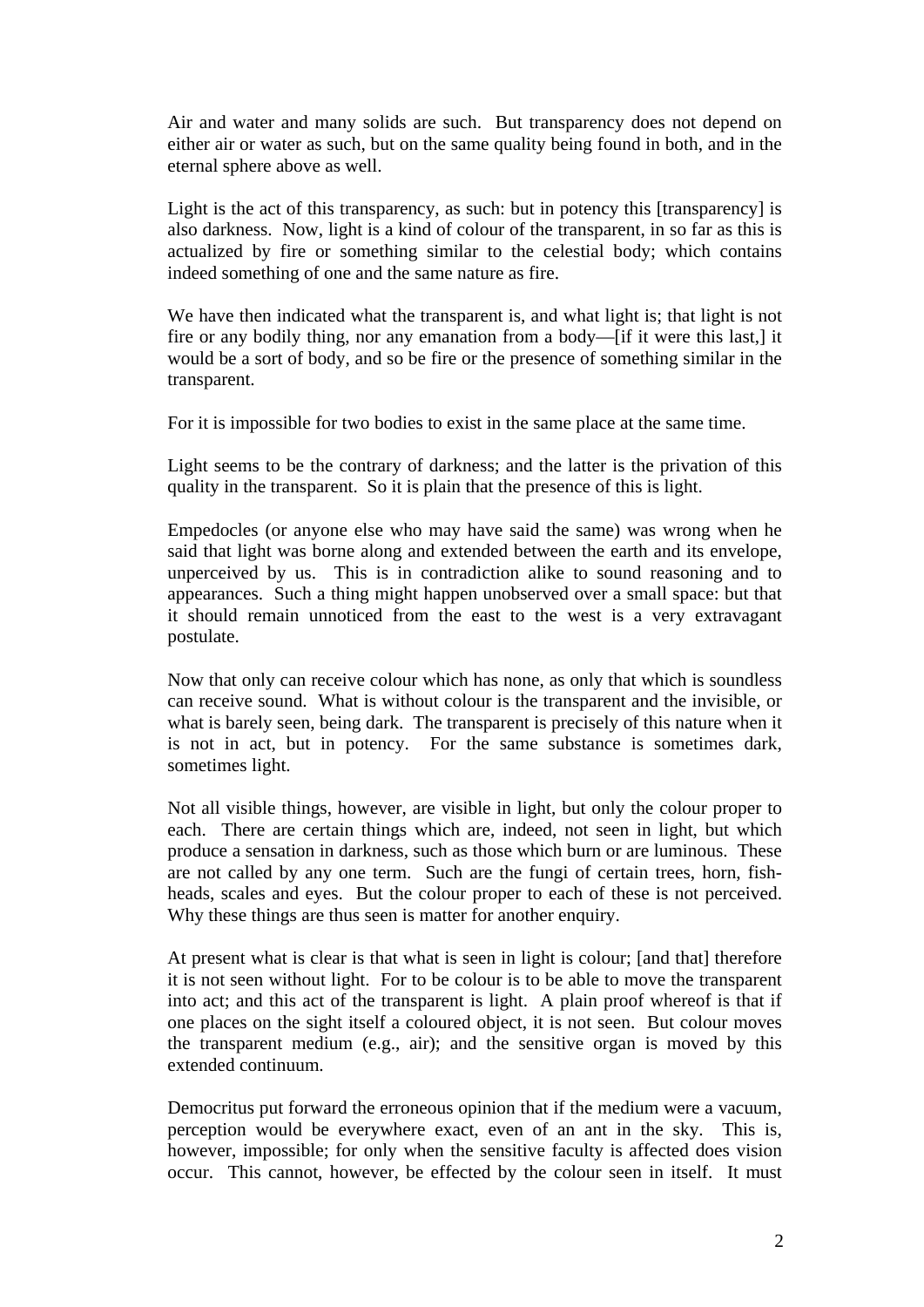Air and water and many solids are such. But transparency does not depend on either air or water as such, but on the same quality being found in both, and in the eternal sphere above as well.

Light is the act of this transparency, as such: but in potency this [transparency] is also darkness. Now, light is a kind of colour of the transparent, in so far as this is actualized by fire or something similar to the celestial body; which contains indeed something of one and the same nature as fire.

We have then indicated what the transparent is, and what light is; that light is not fire or any bodily thing, nor any emanation from a body—[if it were this last,] it would be a sort of body, and so be fire or the presence of something similar in the transparent.

For it is impossible for two bodies to exist in the same place at the same time.

Light seems to be the contrary of darkness; and the latter is the privation of this quality in the transparent. So it is plain that the presence of this is light.

Empedocles (or anyone else who may have said the same) was wrong when he said that light was borne along and extended between the earth and its envelope, unperceived by us. This is in contradiction alike to sound reasoning and to appearances. Such a thing might happen unobserved over a small space: but that it should remain unnoticed from the east to the west is a very extravagant postulate.

Now that only can receive colour which has none, as only that which is soundless can receive sound. What is without colour is the transparent and the invisible, or what is barely seen, being dark. The transparent is precisely of this nature when it is not in act, but in potency. For the same substance is sometimes dark, sometimes light.

Not all visible things, however, are visible in light, but only the colour proper to each. There are certain things which are, indeed, not seen in light, but which produce a sensation in darkness, such as those which burn or are luminous. These are not called by any one term. Such are the fungi of certain trees, horn, fish-heads, scales and eyes. But the colour proper to each of these is not perceived. Why these things are thus seen is matter for another enquiry.

At present what is clear is that what is seen in light is colour; [and that] therefore it is not seen without light. For to be colour is to be able to move the transparent into act; and this act of the transparent is light. A plain proof whereof is that if one places on the sight itself a coloured object, it is not seen. But colour moves the transparent medium (e.g., air); and the sensitive organ is moved by this extended continuum.

Democritus put forward the erroneous opinion that if the medium were a vacuum, perception would be everywhere exact, even of an ant in the sky. This is, however, impossible; for only when the sensitive faculty is affected does vision occur. This cannot, however, be effected by the colour seen in itself. It must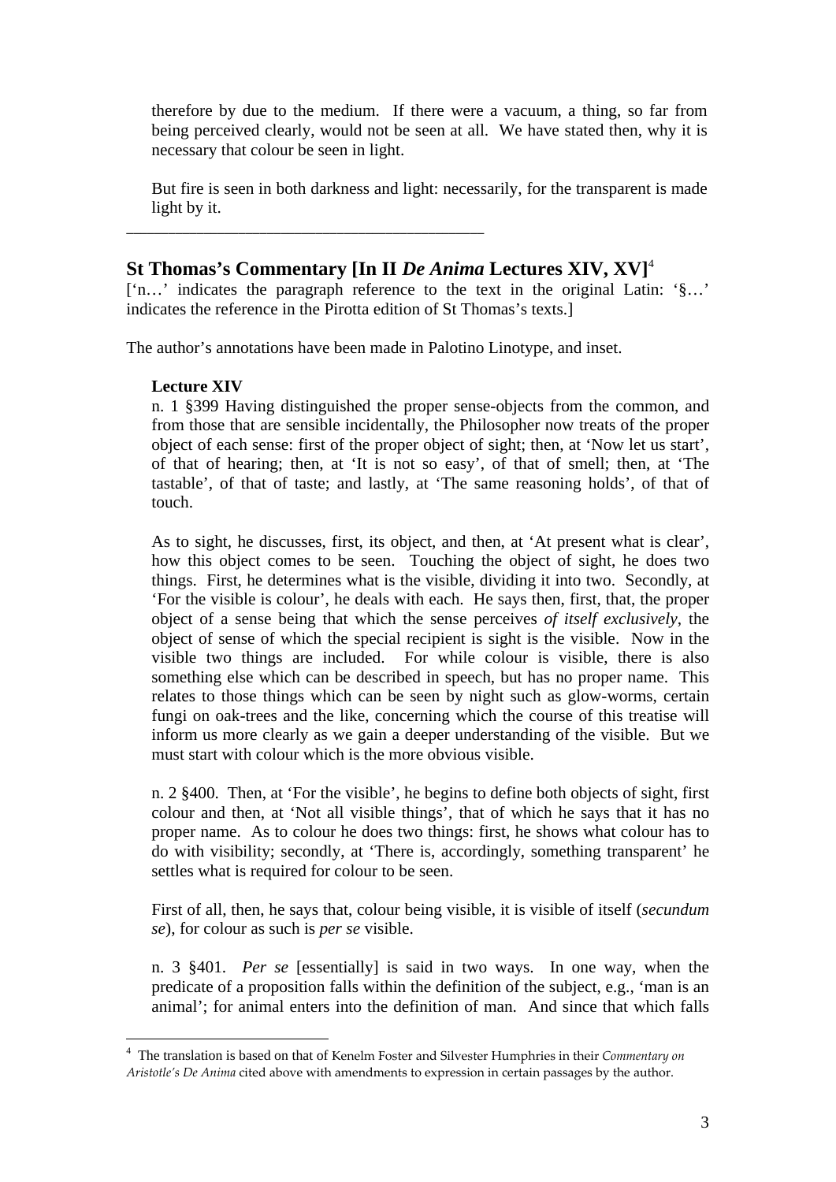therefore by due to the medium. If there were a vacuum, a thing, so far from being perceived clearly, would not be seen at all. We have stated then, why it is necessary that colour be seen in light.

But fire is seen in both darkness and light: necessarily, for the transparent is made light by it.

---

## St Thomas's Commentary [In II *De Anima* Lectures XIV, XV][4]

['n…' indicates the paragraph reference to the text in the original Latin: '§…' indicates the reference in the Pirotta edition of St Thomas's texts.]

The author's annotations have been made in Palotino Linotype, and inset.

**Lecture XIV**

n. 1 §399 Having distinguished the proper sense-objects from the common, and from those that are sensible incidentally, the Philosopher now treats of the proper object of each sense: first of the proper object of sight; then, at 'Now let us start', of that of hearing; then, at 'It is not so easy', of that of smell; then, at 'The tastable', of that of taste; and lastly, at 'The same reasoning holds', of that of touch.

As to sight, he discusses, first, its object, and then, at 'At present what is clear', how this object comes to be seen. Touching the object of sight, he does two things. First, he determines what is the visible, dividing it into two. Secondly, at 'For the visible is colour', he deals with each. He says then, first, that, the proper object of a sense being that which the sense perceives *of itself exclusively*, the object of sense of which the special recipient is sight is the visible. Now in the visible two things are included. For while colour is visible, there is also something else which can be described in speech, but has no proper name. This relates to those things which can be seen by night such as glow-worms, certain fungi on oak-trees and the like, concerning which the course of this treatise will inform us more clearly as we gain a deeper understanding of the visible. But we must start with colour which is the more obvious visible.

n. 2 §400. Then, at 'For the visible', he begins to define both objects of sight, first colour and then, at 'Not all visible things', that of which he says that it has no proper name. As to colour he does two things: first, he shows what colour has to do with visibility; secondly, at 'There is, accordingly, something transparent' he settles what is required for colour to be seen.

First of all, then, he says that, colour being visible, it is visible of itself (*secundum se*), for colour as such is *per se* visible.

n. 3 §401. *Per se* [essentially] is said in two ways. In one way, when the predicate of a proposition falls within the definition of the subject, e.g., 'man is an animal'; for animal enters into the definition of man. And since that which falls

---

[4] The translation is based on that of Kenelm Foster and Silvester Humphries in their *Commentary on Aristotle's De Anima* cited above with amendments to expression in certain passages by the author.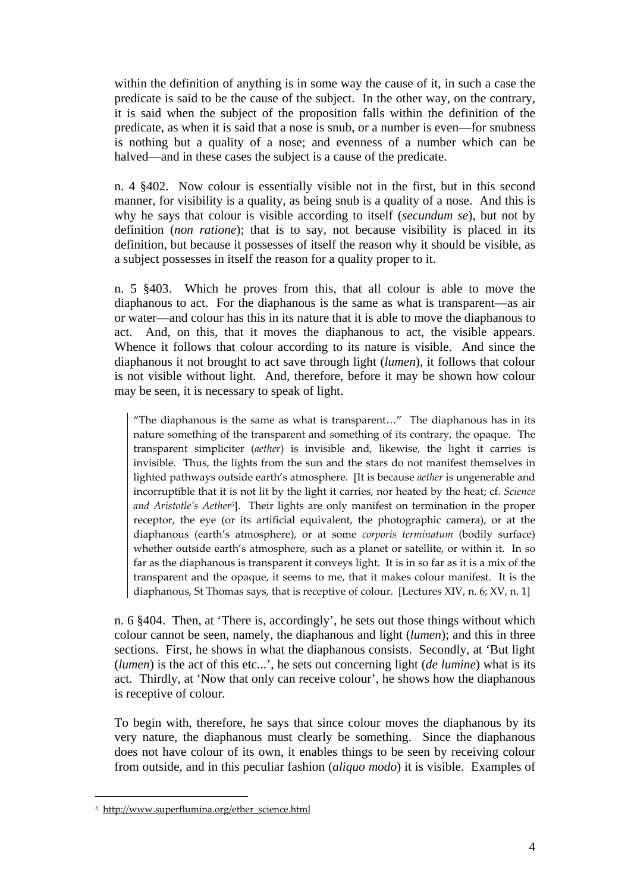within the definition of anything is in some way the cause of it, in such a case the predicate is said to be the cause of the subject. In the other way, on the contrary, it is said when the subject of the proposition falls within the definition of the predicate, as when it is said that a nose is snub, or a number is even—for snubness is nothing but a quality of a nose; and evenness of a number which can be halved—and in these cases the subject is a cause of the predicate.

n. 4 §402. Now colour is essentially visible not in the first, but in this second manner, for visibility is a quality, as being snub is a quality of a nose. And this is why he says that colour is visible according to itself (*secundum se*), but not by definition (*non ratione*); that is to say, not because visibility is placed in its definition, but because it possesses of itself the reason why it should be visible, as a subject possesses in itself the reason for a quality proper to it.

n. 5 §403. Which he proves from this, that all colour is able to move the diaphanous to act. For the diaphanous is the same as what is transparent—as air or water—and colour has this in its nature that it is able to move the diaphanous to act. And, on this, that it moves the diaphanous to act, the visible appears. Whence it follows that colour according to its nature is visible. And since the diaphanous it not brought to act save through light (*lumen*), it follows that colour is not visible without light. And, therefore, before it may be shown how colour may be seen, it is necessary to speak of light.

> "The diaphanous is the same as what is transparent…" The diaphanous has in its nature something of the transparent and something of its contrary, the opaque. The transparent simpliciter (*aether*) is invisible and, likewise, the light it carries is invisible. Thus, the lights from the sun and the stars do not manifest themselves in lighted pathways outside earth's atmosphere. [It is because *aether* is ungenerable and incorruptible that it is not lit by the light it carries, nor heated by the heat; cf. *Science and Aristotle's Aether*[5]]. Their lights are only manifest on termination in the proper receptor, the eye (or its artificial equivalent, the photographic camera), or at the diaphanous (earth's atmosphere), or at some *corporis terminatum* (bodily surface) whether outside earth's atmosphere, such as a planet or satellite, or within it. In so far as the diaphanous is transparent it conveys light. It is in so far as it is a mix of the transparent and the opaque, it seems to me, that it makes colour manifest. It is the diaphanous, St Thomas says, that is receptive of colour. [Lectures XIV, n. 6; XV, n. 1]

n. 6 §404. Then, at 'There is, accordingly', he sets out those things without which colour cannot be seen, namely, the diaphanous and light (*lumen*); and this in three sections. First, he shows in what the diaphanous consists. Secondly, at 'But light (*lumen*) is the act of this etc...', he sets out concerning light (*de lumine*) what is its act. Thirdly, at 'Now that only can receive colour', he shows how the diaphanous is receptive of colour.

To begin with, therefore, he says that since colour moves the diaphanous by its very nature, the diaphanous must clearly be something. Since the diaphanous does not have colour of its own, it enables things to be seen by receiving colour from outside, and in this peculiar fashion (*aliquo modo*) it is visible. Examples of

---

[5] http://www.superflumina.org/ether_science.html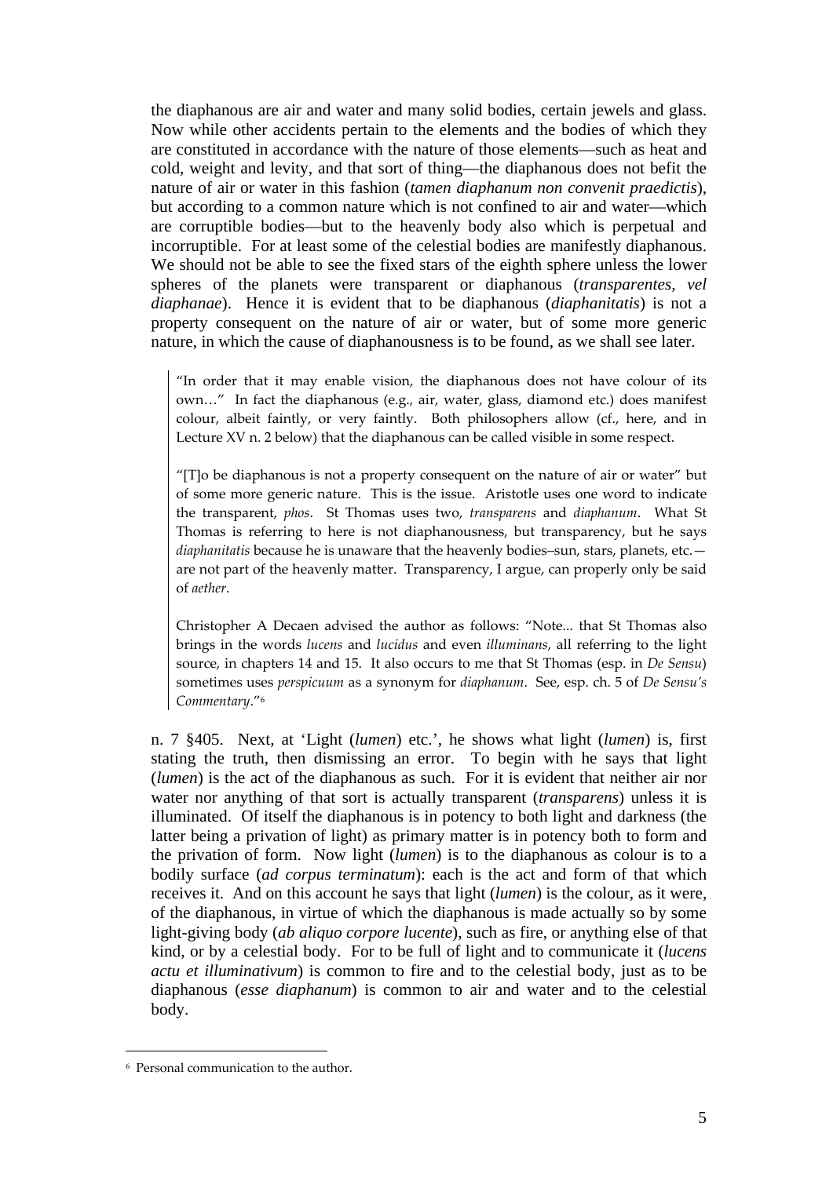the diaphanous are air and water and many solid bodies, certain jewels and glass. Now while other accidents pertain to the elements and the bodies of which they are constituted in accordance with the nature of those elements—such as heat and cold, weight and levity, and that sort of thing—the diaphanous does not befit the nature of air or water in this fashion (*tamen diaphanum non convenit praedictis*), but according to a common nature which is not confined to air and water—which are corruptible bodies—but to the heavenly body also which is perpetual and incorruptible. For at least some of the celestial bodies are manifestly diaphanous. We should not be able to see the fixed stars of the eighth sphere unless the lower spheres of the planets were transparent or diaphanous (*transparentes, vel diaphanae*). Hence it is evident that to be diaphanous (*diaphanitatis*) is not a property consequent on the nature of air or water, but of some more generic nature, in which the cause of diaphanousness is to be found, as we shall see later.

> "In order that it may enable vision, the diaphanous does not have colour of its own…" In fact the diaphanous (e.g., air, water, glass, diamond etc.) does manifest colour, albeit faintly, or very faintly. Both philosophers allow (cf., here, and in Lecture XV n. 2 below) that the diaphanous can be called visible in some respect.
>
> "[T]o be diaphanous is not a property consequent on the nature of air or water" but of some more generic nature. This is the issue. Aristotle uses one word to indicate the transparent, *phos*. St Thomas uses two, *transparens* and *diaphanum*. What St Thomas is referring to here is not diaphanousness, but transparency, but he says *diaphanitatis* because he is unaware that the heavenly bodies–sun, stars, planets, etc.—are not part of the heavenly matter. Transparency, I argue, can properly only be said of *aether*.
>
> Christopher A Decaen advised the author as follows: "Note... that St Thomas also brings in the words *lucens* and *lucidus* and even *illuminans*, all referring to the light source, in chapters 14 and 15. It also occurs to me that St Thomas (esp. in *De Sensu*) sometimes uses *perspicuum* as a synonym for *diaphanum*. See, esp. ch. 5 of *De Sensu's Commentary*."[6]

n. 7 §405. Next, at 'Light (*lumen*) etc.', he shows what light (*lumen*) is, first stating the truth, then dismissing an error. To begin with he says that light (*lumen*) is the act of the diaphanous as such. For it is evident that neither air nor water nor anything of that sort is actually transparent (*transparens*) unless it is illuminated. Of itself the diaphanous is in potency to both light and darkness (the latter being a privation of light) as primary matter is in potency both to form and the privation of form. Now light (*lumen*) is to the diaphanous as colour is to a bodily surface (*ad corpus terminatum*): each is the act and form of that which receives it. And on this account he says that light (*lumen*) is the colour, as it were, of the diaphanous, in virtue of which the diaphanous is made actually so by some light-giving body (*ab aliquo corpore lucente*), such as fire, or anything else of that kind, or by a celestial body. For to be full of light and to communicate it (*lucens actu et illuminativum*) is common to fire and to the celestial body, just as to be diaphanous (*esse diaphanum*) is common to air and water and to the celestial body.

---

[6] Personal communication to the author.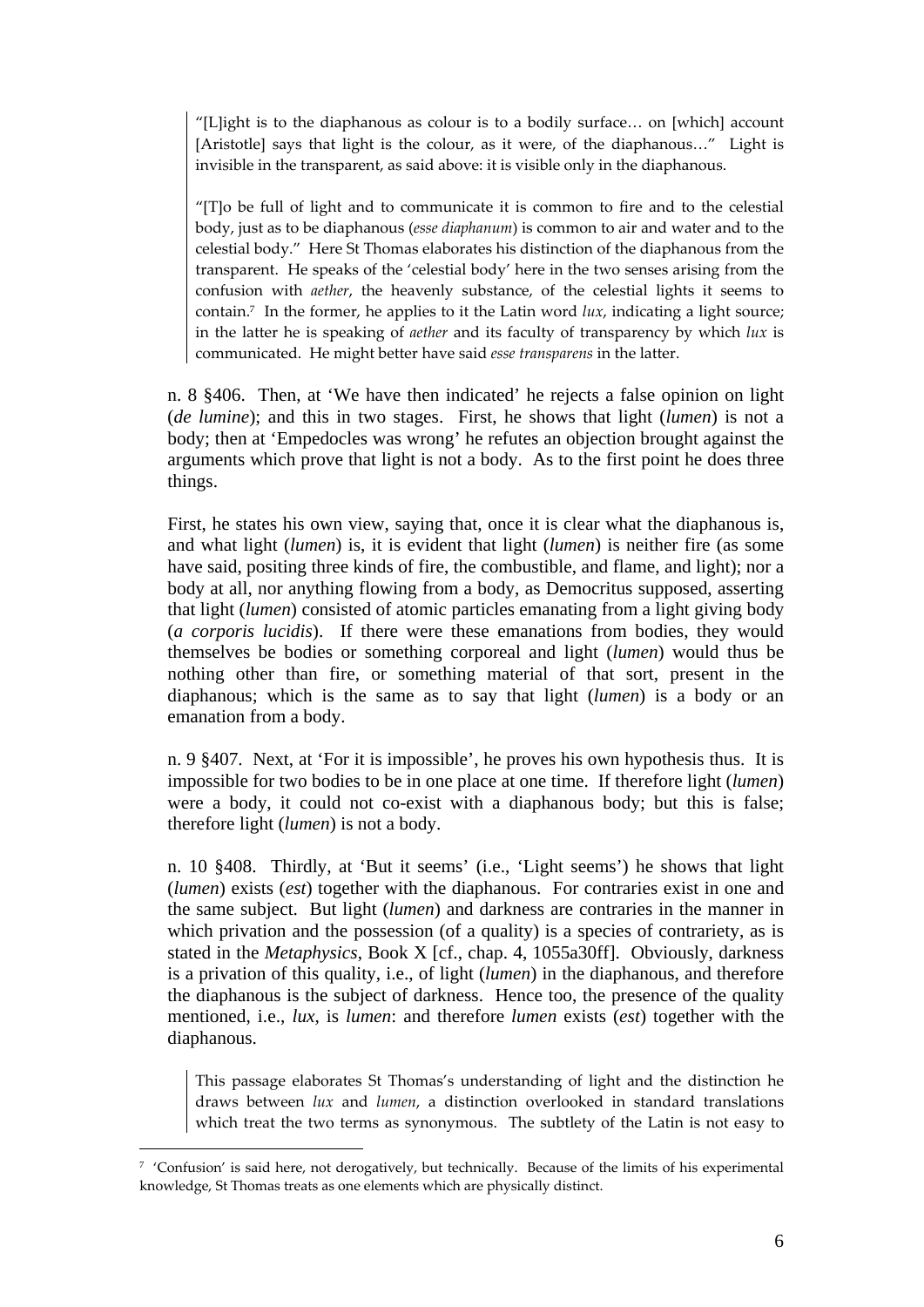> "[L]ight is to the diaphanous as colour is to a bodily surface… on [which] account [Aristotle] says that light is the colour, as it were, of the diaphanous…" Light is invisible in the transparent, as said above: it is visible only in the diaphanous.
>
> "[T]o be full of light and to communicate it is common to fire and to the celestial body, just as to be diaphanous (*esse diaphanum*) is common to air and water and to the celestial body." Here St Thomas elaborates his distinction of the diaphanous from the transparent. He speaks of the 'celestial body' here in the two senses arising from the confusion with *aether*, the heavenly substance, of the celestial lights it seems to contain.[7] In the former, he applies to it the Latin word *lux*, indicating a light source; in the latter he is speaking of *aether* and its faculty of transparency by which *lux* is communicated. He might better have said *esse transparens* in the latter.

n. 8 §406. Then, at 'We have then indicated' he rejects a false opinion on light (*de lumine*); and this in two stages. First, he shows that light (*lumen*) is not a body; then at 'Empedocles was wrong' he refutes an objection brought against the arguments which prove that light is not a body. As to the first point he does three things.

First, he states his own view, saying that, once it is clear what the diaphanous is, and what light (*lumen*) is, it is evident that light (*lumen*) is neither fire (as some have said, positing three kinds of fire, the combustible, and flame, and light); nor a body at all, nor anything flowing from a body, as Democritus supposed, asserting that light (*lumen*) consisted of atomic particles emanating from a light giving body (*a corporis lucidis*). If there were these emanations from bodies, they would themselves be bodies or something corporeal and light (*lumen*) would thus be nothing other than fire, or something material of that sort, present in the diaphanous; which is the same as to say that light (*lumen*) is a body or an emanation from a body.

n. 9 §407. Next, at 'For it is impossible', he proves his own hypothesis thus. It is impossible for two bodies to be in one place at one time. If therefore light (*lumen*) were a body, it could not co-exist with a diaphanous body; but this is false; therefore light (*lumen*) is not a body.

n. 10 §408. Thirdly, at 'But it seems' (i.e., 'Light seems') he shows that light (*lumen*) exists (*est*) together with the diaphanous. For contraries exist in one and the same subject. But light (*lumen*) and darkness are contraries in the manner in which privation and the possession (of a quality) is a species of contrariety, as is stated in the *Metaphysics*, Book X [cf., chap. 4, 1055a30ff]. Obviously, darkness is a privation of this quality, i.e., of light (*lumen*) in the diaphanous, and therefore the diaphanous is the subject of darkness. Hence too, the presence of the quality mentioned, i.e., *lux*, is *lumen*: and therefore *lumen* exists (*est*) together with the diaphanous.

> This passage elaborates St Thomas's understanding of light and the distinction he draws between *lux* and *lumen*, a distinction overlooked in standard translations which treat the two terms as synonymous. The subtlety of the Latin is not easy to

[7] 'Confusion' is said here, not derogatively, but technically. Because of the limits of his experimental knowledge, St Thomas treats as one elements which are physically distinct.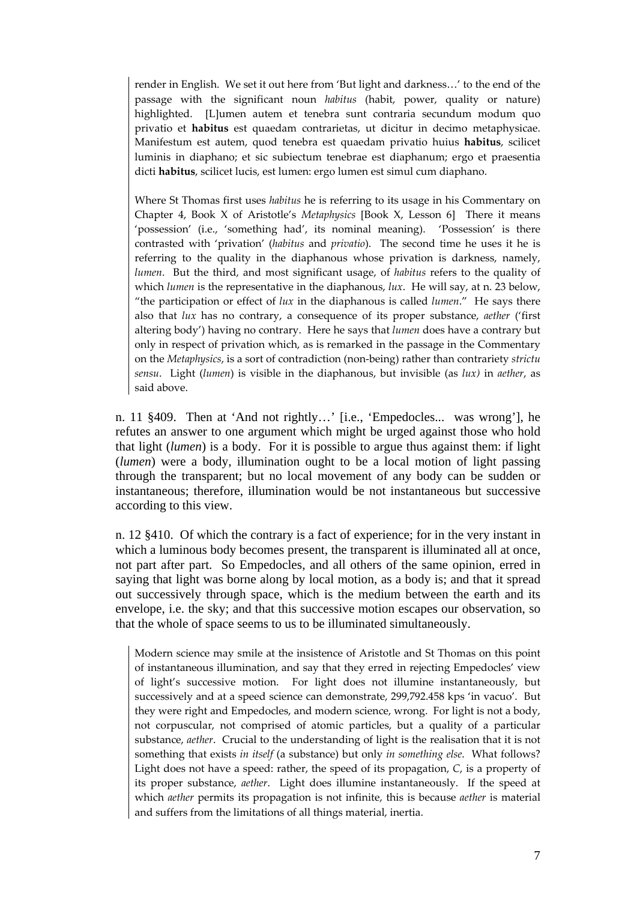> render in English. We set it out here from 'But light and darkness…' to the end of the passage with the significant noun *habitus* (habit, power, quality or nature) highlighted. [L]umen autem et tenebra sunt contraria secundum modum quo privatio et **habitus** est quaedam contrarietas, ut dicitur in decimo metaphysicae. Manifestum est autem, quod tenebra est quaedam privatio huius **habitus**, scilicet luminis in diaphano; et sic subiectum tenebrae est diaphanum; ergo et praesentia dicti **habitus**, scilicet lucis, est lumen: ergo lumen est simul cum diaphano.
>
> Where St Thomas first uses *habitus* he is referring to its usage in his Commentary on Chapter 4, Book X of Aristotle's *Metaphysics* [Book X, Lesson 6] There it means 'possession' (i.e., 'something had', its nominal meaning). 'Possession' is there contrasted with 'privation' (*habitus* and *privatio*). The second time he uses it he is referring to the quality in the diaphanous whose privation is darkness, namely, *lumen*. But the third, and most significant usage, of *habitus* refers to the quality of which *lumen* is the representative in the diaphanous, *lux*. He will say, at n. 23 below, "the participation or effect of *lux* in the diaphanous is called *lumen*." He says there also that *lux* has no contrary, a consequence of its proper substance, *aether* ('first altering body') having no contrary. Here he says that *lumen* does have a contrary but only in respect of privation which, as is remarked in the passage in the Commentary on the *Metaphysics*, is a sort of contradiction (non-being) rather than contrariety *strictu sensu*. Light (*lumen*) is visible in the diaphanous, but invisible (as *lux)* in *aether*, as said above.

n. 11 §409. Then at 'And not rightly…' [i.e., 'Empedocles... was wrong'], he refutes an answer to one argument which might be urged against those who hold that light (*lumen*) is a body. For it is possible to argue thus against them: if light (*lumen*) were a body, illumination ought to be a local motion of light passing through the transparent; but no local movement of any body can be sudden or instantaneous; therefore, illumination would be not instantaneous but successive according to this view.

n. 12 §410. Of which the contrary is a fact of experience; for in the very instant in which a luminous body becomes present, the transparent is illuminated all at once, not part after part. So Empedocles, and all others of the same opinion, erred in saying that light was borne along by local motion, as a body is; and that it spread out successively through space, which is the medium between the earth and its envelope, i.e. the sky; and that this successive motion escapes our observation, so that the whole of space seems to us to be illuminated simultaneously.

> Modern science may smile at the insistence of Aristotle and St Thomas on this point of instantaneous illumination, and say that they erred in rejecting Empedocles' view of light's successive motion. For light does not illumine instantaneously, but successively and at a speed science can demonstrate, 299,792.458 kps 'in vacuo'. But they were right and Empedocles, and modern science, wrong. For light is not a body, not corpuscular, not comprised of atomic particles, but a quality of a particular substance, *aether*. Crucial to the understanding of light is the realisation that it is not something that exists *in itself* (a substance) but only *in something else*. What follows? Light does not have a speed: rather, the speed of its propagation, *C*, is a property of its proper substance, *aether*. Light does illumine instantaneously. If the speed at which *aether* permits its propagation is not infinite, this is because *aether* is material and suffers from the limitations of all things material, inertia.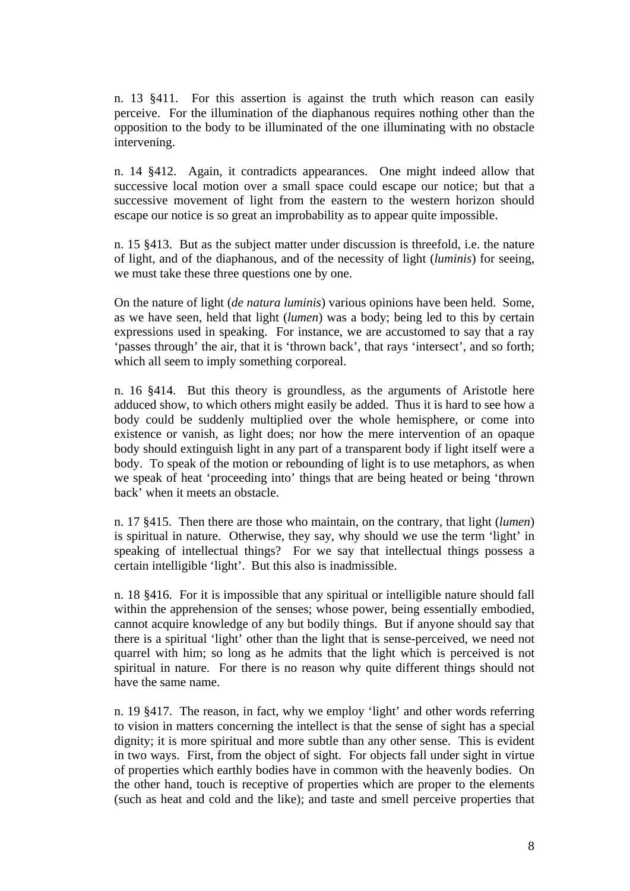n. 13 §411. For this assertion is against the truth which reason can easily perceive. For the illumination of the diaphanous requires nothing other than the opposition to the body to be illuminated of the one illuminating with no obstacle intervening.

n. 14 §412. Again, it contradicts appearances. One might indeed allow that successive local motion over a small space could escape our notice; but that a successive movement of light from the eastern to the western horizon should escape our notice is so great an improbability as to appear quite impossible.

n. 15 §413. But as the subject matter under discussion is threefold, i.e. the nature of light, and of the diaphanous, and of the necessity of light (*luminis*) for seeing, we must take these three questions one by one.

On the nature of light (*de natura luminis*) various opinions have been held. Some, as we have seen, held that light (*lumen*) was a body; being led to this by certain expressions used in speaking. For instance, we are accustomed to say that a ray 'passes through' the air, that it is 'thrown back', that rays 'intersect', and so forth; which all seem to imply something corporeal.

n. 16 §414. But this theory is groundless, as the arguments of Aristotle here adduced show, to which others might easily be added. Thus it is hard to see how a body could be suddenly multiplied over the whole hemisphere, or come into existence or vanish, as light does; nor how the mere intervention of an opaque body should extinguish light in any part of a transparent body if light itself were a body. To speak of the motion or rebounding of light is to use metaphors, as when we speak of heat 'proceeding into' things that are being heated or being 'thrown back' when it meets an obstacle.

n. 17 §415. Then there are those who maintain, on the contrary, that light (*lumen*) is spiritual in nature. Otherwise, they say, why should we use the term 'light' in speaking of intellectual things? For we say that intellectual things possess a certain intelligible 'light'. But this also is inadmissible.

n. 18 §416. For it is impossible that any spiritual or intelligible nature should fall within the apprehension of the senses; whose power, being essentially embodied, cannot acquire knowledge of any but bodily things. But if anyone should say that there is a spiritual 'light' other than the light that is sense-perceived, we need not quarrel with him; so long as he admits that the light which is perceived is not spiritual in nature. For there is no reason why quite different things should not have the same name.

n. 19 §417. The reason, in fact, why we employ 'light' and other words referring to vision in matters concerning the intellect is that the sense of sight has a special dignity; it is more spiritual and more subtle than any other sense. This is evident in two ways. First, from the object of sight. For objects fall under sight in virtue of properties which earthly bodies have in common with the heavenly bodies. On the other hand, touch is receptive of properties which are proper to the elements (such as heat and cold and the like); and taste and smell perceive properties that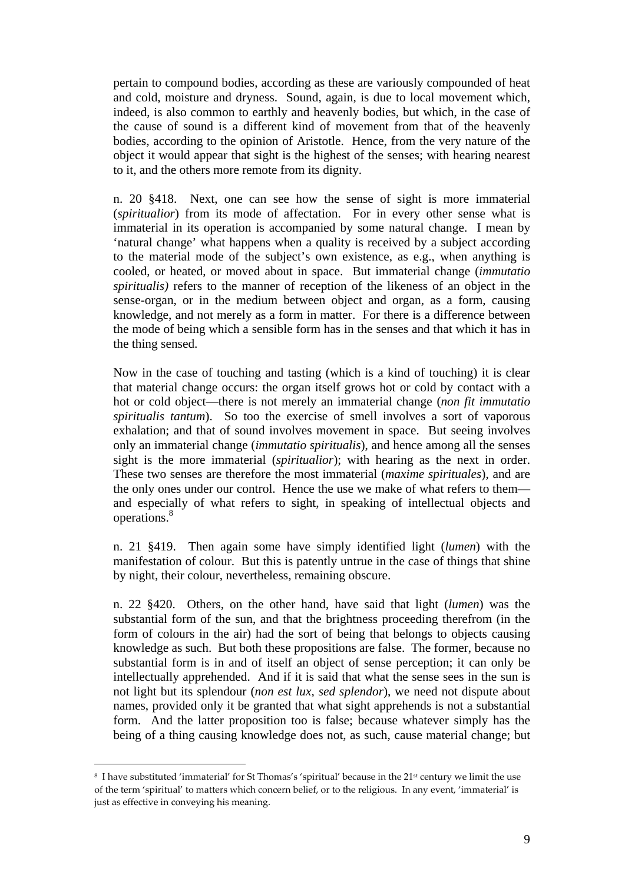pertain to compound bodies, according as these are variously compounded of heat and cold, moisture and dryness. Sound, again, is due to local movement which, indeed, is also common to earthly and heavenly bodies, but which, in the case of the cause of sound is a different kind of movement from that of the heavenly bodies, according to the opinion of Aristotle. Hence, from the very nature of the object it would appear that sight is the highest of the senses; with hearing nearest to it, and the others more remote from its dignity.

n. 20 §418. Next, one can see how the sense of sight is more immaterial (*spiritualior*) from its mode of affectation. For in every other sense what is immaterial in its operation is accompanied by some natural change. I mean by 'natural change' what happens when a quality is received by a subject according to the material mode of the subject's own existence, as e.g., when anything is cooled, or heated, or moved about in space. But immaterial change (*immutatio spiritualis)* refers to the manner of reception of the likeness of an object in the sense-organ, or in the medium between object and organ, as a form, causing knowledge, and not merely as a form in matter. For there is a difference between the mode of being which a sensible form has in the senses and that which it has in the thing sensed.

Now in the case of touching and tasting (which is a kind of touching) it is clear that material change occurs: the organ itself grows hot or cold by contact with a hot or cold object—there is not merely an immaterial change (*non fit immutatio spiritualis tantum*). So too the exercise of smell involves a sort of vaporous exhalation; and that of sound involves movement in space. But seeing involves only an immaterial change (*immutatio spiritualis*), and hence among all the senses sight is the more immaterial (*spiritualior*); with hearing as the next in order. These two senses are therefore the most immaterial (*maxime spirituales*), and are the only ones under our control. Hence the use we make of what refers to them—and especially of what refers to sight, in speaking of intellectual objects and operations.[8]

n. 21 §419. Then again some have simply identified light (*lumen*) with the manifestation of colour. But this is patently untrue in the case of things that shine by night, their colour, nevertheless, remaining obscure.

n. 22 §420. Others, on the other hand, have said that light (*lumen*) was the substantial form of the sun, and that the brightness proceeding therefrom (in the form of colours in the air) had the sort of being that belongs to objects causing knowledge as such. But both these propositions are false. The former, because no substantial form is in and of itself an object of sense perception; it can only be intellectually apprehended. And if it is said that what the sense sees in the sun is not light but its splendour (*non est lux, sed splendor*), we need not dispute about names, provided only it be granted that what sight apprehends is not a substantial form. And the latter proposition too is false; because whatever simply has the being of a thing causing knowledge does not, as such, cause material change; but

---

[8] I have substituted 'immaterial' for St Thomas's 'spiritual' because in the 21st century we limit the use of the term 'spiritual' to matters which concern belief, or to the religious. In any event, 'immaterial' is just as effective in conveying his meaning.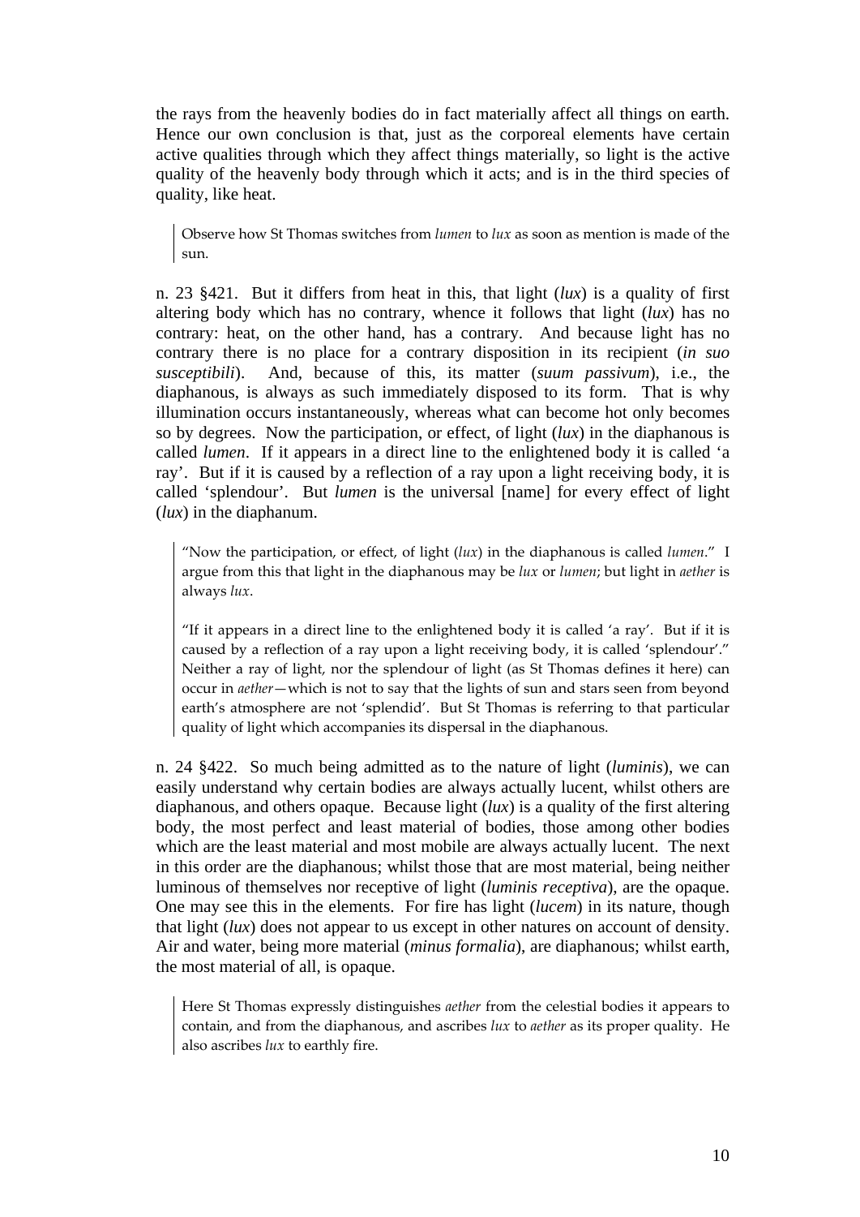the rays from the heavenly bodies do in fact materially affect all things on earth. Hence our own conclusion is that, just as the corporeal elements have certain active qualities through which they affect things materially, so light is the active quality of the heavenly body through which it acts; and is in the third species of quality, like heat.

> Observe how St Thomas switches from *lumen* to *lux* as soon as mention is made of the sun.

n. 23 §421. But it differs from heat in this, that light (*lux*) is a quality of first altering body which has no contrary, whence it follows that light (*lux*) has no contrary: heat, on the other hand, has a contrary. And because light has no contrary there is no place for a contrary disposition in its recipient (*in suo susceptibili*). And, because of this, its matter (*suum passivum*), i.e., the diaphanous, is always as such immediately disposed to its form. That is why illumination occurs instantaneously, whereas what can become hot only becomes so by degrees. Now the participation, or effect, of light (*lux*) in the diaphanous is called *lumen*. If it appears in a direct line to the enlightened body it is called 'a ray'. But if it is caused by a reflection of a ray upon a light receiving body, it is called 'splendour'. But *lumen* is the universal [name] for every effect of light (*lux*) in the diaphanum.

> "Now the participation, or effect, of light (*lux*) in the diaphanous is called *lumen*." I argue from this that light in the diaphanous may be *lux* or *lumen*; but light in *aether* is always *lux*.
>
> "If it appears in a direct line to the enlightened body it is called 'a ray'. But if it is caused by a reflection of a ray upon a light receiving body, it is called 'splendour'." Neither a ray of light, nor the splendour of light (as St Thomas defines it here) can occur in *aether*—which is not to say that the lights of sun and stars seen from beyond earth's atmosphere are not 'splendid'. But St Thomas is referring to that particular quality of light which accompanies its dispersal in the diaphanous.

n. 24 §422. So much being admitted as to the nature of light (*luminis*), we can easily understand why certain bodies are always actually lucent, whilst others are diaphanous, and others opaque. Because light (*lux*) is a quality of the first altering body, the most perfect and least material of bodies, those among other bodies which are the least material and most mobile are always actually lucent. The next in this order are the diaphanous; whilst those that are most material, being neither luminous of themselves nor receptive of light (*luminis receptiva*), are the opaque. One may see this in the elements. For fire has light (*lucem*) in its nature, though that light (*lux*) does not appear to us except in other natures on account of density. Air and water, being more material (*minus formalia*), are diaphanous; whilst earth, the most material of all, is opaque.

> Here St Thomas expressly distinguishes *aether* from the celestial bodies it appears to contain, and from the diaphanous, and ascribes *lux* to *aether* as its proper quality. He also ascribes *lux* to earthly fire.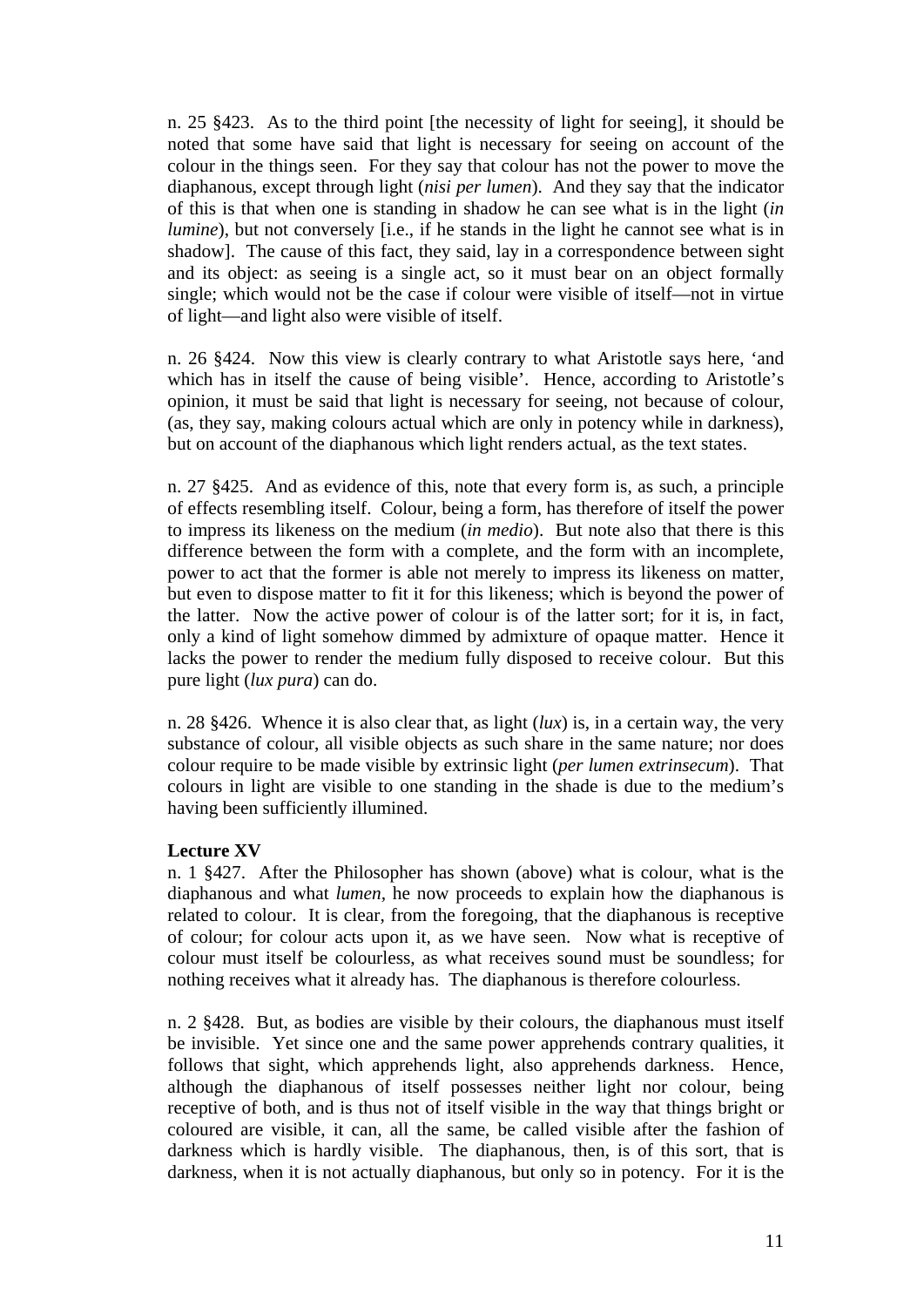n. 25 §423. As to the third point [the necessity of light for seeing], it should be noted that some have said that light is necessary for seeing on account of the colour in the things seen. For they say that colour has not the power to move the diaphanous, except through light (*nisi per lumen*). And they say that the indicator of this is that when one is standing in shadow he can see what is in the light (*in lumine*), but not conversely [i.e., if he stands in the light he cannot see what is in shadow]. The cause of this fact, they said, lay in a correspondence between sight and its object: as seeing is a single act, so it must bear on an object formally single; which would not be the case if colour were visible of itself—not in virtue of light—and light also were visible of itself.

n. 26 §424. Now this view is clearly contrary to what Aristotle says here, 'and which has in itself the cause of being visible'. Hence, according to Aristotle's opinion, it must be said that light is necessary for seeing, not because of colour, (as, they say, making colours actual which are only in potency while in darkness), but on account of the diaphanous which light renders actual, as the text states.

n. 27 §425. And as evidence of this, note that every form is, as such, a principle of effects resembling itself. Colour, being a form, has therefore of itself the power to impress its likeness on the medium (*in medio*). But note also that there is this difference between the form with a complete, and the form with an incomplete, power to act that the former is able not merely to impress its likeness on matter, but even to dispose matter to fit it for this likeness; which is beyond the power of the latter. Now the active power of colour is of the latter sort; for it is, in fact, only a kind of light somehow dimmed by admixture of opaque matter. Hence it lacks the power to render the medium fully disposed to receive colour. But this pure light (*lux pura*) can do.

n. 28 §426. Whence it is also clear that, as light (*lux*) is, in a certain way, the very substance of colour, all visible objects as such share in the same nature; nor does colour require to be made visible by extrinsic light (*per lumen extrinsecum*). That colours in light are visible to one standing in the shade is due to the medium's having been sufficiently illumined.

**Lecture XV**

n. 1 §427. After the Philosopher has shown (above) what is colour, what is the diaphanous and what *lumen*, he now proceeds to explain how the diaphanous is related to colour. It is clear, from the foregoing, that the diaphanous is receptive of colour; for colour acts upon it, as we have seen. Now what is receptive of colour must itself be colourless, as what receives sound must be soundless; for nothing receives what it already has. The diaphanous is therefore colourless.

n. 2 §428. But, as bodies are visible by their colours, the diaphanous must itself be invisible. Yet since one and the same power apprehends contrary qualities, it follows that sight, which apprehends light, also apprehends darkness. Hence, although the diaphanous of itself possesses neither light nor colour, being receptive of both, and is thus not of itself visible in the way that things bright or coloured are visible, it can, all the same, be called visible after the fashion of darkness which is hardly visible. The diaphanous, then, is of this sort, that is darkness, when it is not actually diaphanous, but only so in potency. For it is the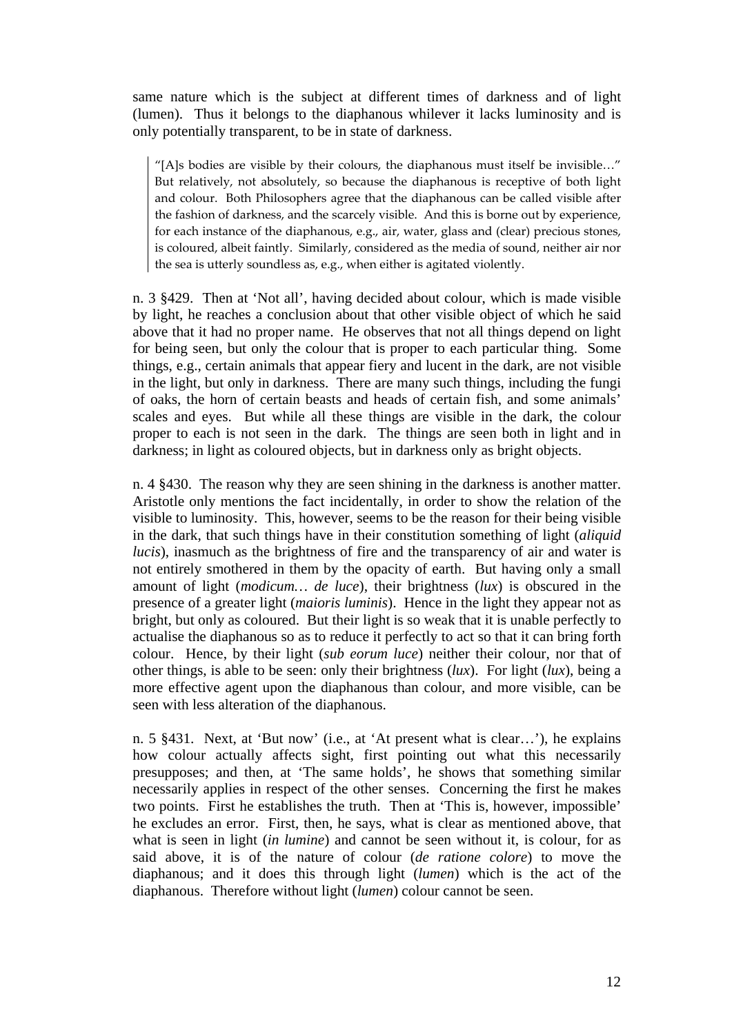same nature which is the subject at different times of darkness and of light (lumen). Thus it belongs to the diaphanous whilever it lacks luminosity and is only potentially transparent, to be in state of darkness.

> "[A]s bodies are visible by their colours, the diaphanous must itself be invisible…" But relatively, not absolutely, so because the diaphanous is receptive of both light and colour. Both Philosophers agree that the diaphanous can be called visible after the fashion of darkness, and the scarcely visible. And this is borne out by experience, for each instance of the diaphanous, e.g., air, water, glass and (clear) precious stones, is coloured, albeit faintly. Similarly, considered as the media of sound, neither air nor the sea is utterly soundless as, e.g., when either is agitated violently.

n. 3 §429. Then at 'Not all', having decided about colour, which is made visible by light, he reaches a conclusion about that other visible object of which he said above that it had no proper name. He observes that not all things depend on light for being seen, but only the colour that is proper to each particular thing. Some things, e.g., certain animals that appear fiery and lucent in the dark, are not visible in the light, but only in darkness. There are many such things, including the fungi of oaks, the horn of certain beasts and heads of certain fish, and some animals' scales and eyes. But while all these things are visible in the dark, the colour proper to each is not seen in the dark. The things are seen both in light and in darkness; in light as coloured objects, but in darkness only as bright objects.

n. 4 §430. The reason why they are seen shining in the darkness is another matter. Aristotle only mentions the fact incidentally, in order to show the relation of the visible to luminosity. This, however, seems to be the reason for their being visible in the dark, that such things have in their constitution something of light (*aliquid lucis*), inasmuch as the brightness of fire and the transparency of air and water is not entirely smothered in them by the opacity of earth. But having only a small amount of light (*modicum… de luce*), their brightness (*lux*) is obscured in the presence of a greater light (*maioris luminis*). Hence in the light they appear not as bright, but only as coloured. But their light is so weak that it is unable perfectly to actualise the diaphanous so as to reduce it perfectly to act so that it can bring forth colour. Hence, by their light (*sub eorum luce*) neither their colour, nor that of other things, is able to be seen: only their brightness (*lux*). For light (*lux*), being a more effective agent upon the diaphanous than colour, and more visible, can be seen with less alteration of the diaphanous.

n. 5 §431. Next, at 'But now' (i.e., at 'At present what is clear…'), he explains how colour actually affects sight, first pointing out what this necessarily presupposes; and then, at 'The same holds', he shows that something similar necessarily applies in respect of the other senses. Concerning the first he makes two points. First he establishes the truth. Then at 'This is, however, impossible' he excludes an error. First, then, he says, what is clear as mentioned above, that what is seen in light (*in lumine*) and cannot be seen without it, is colour, for as said above, it is of the nature of colour (*de ratione colore*) to move the diaphanous; and it does this through light (*lumen*) which is the act of the diaphanous. Therefore without light (*lumen*) colour cannot be seen.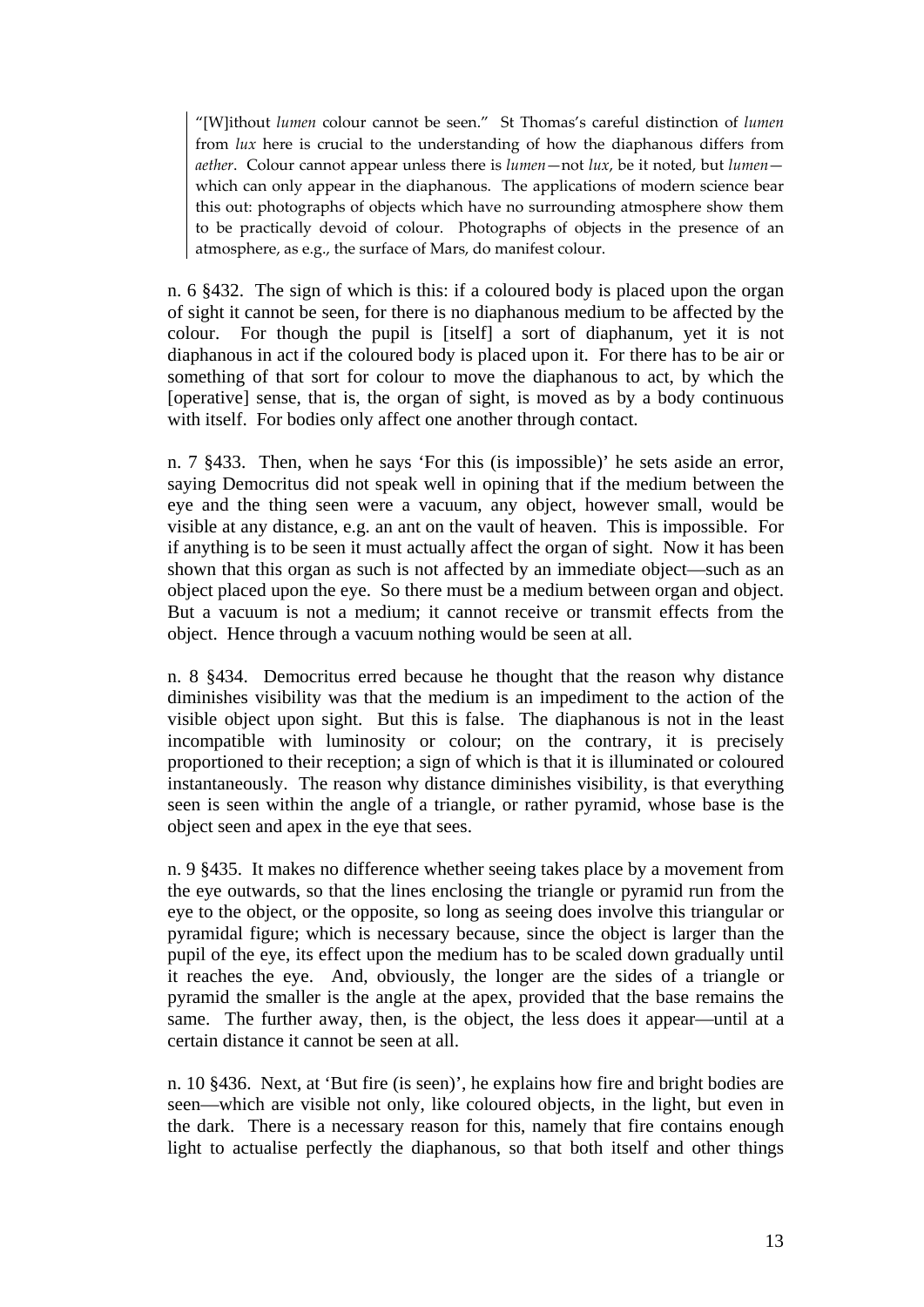> "[W]ithout *lumen* colour cannot be seen." St Thomas's careful distinction of *lumen* from *lux* here is crucial to the understanding of how the diaphanous differs from *aether*. Colour cannot appear unless there is *lumen*—not *lux*, be it noted, but *lumen*—which can only appear in the diaphanous. The applications of modern science bear this out: photographs of objects which have no surrounding atmosphere show them to be practically devoid of colour. Photographs of objects in the presence of an atmosphere, as e.g., the surface of Mars, do manifest colour.

n. 6 §432. The sign of which is this: if a coloured body is placed upon the organ of sight it cannot be seen, for there is no diaphanous medium to be affected by the colour. For though the pupil is [itself] a sort of diaphanum, yet it is not diaphanous in act if the coloured body is placed upon it. For there has to be air or something of that sort for colour to move the diaphanous to act, by which the [operative] sense, that is, the organ of sight, is moved as by a body continuous with itself. For bodies only affect one another through contact.

n. 7 §433. Then, when he says 'For this (is impossible)' he sets aside an error, saying Democritus did not speak well in opining that if the medium between the eye and the thing seen were a vacuum, any object, however small, would be visible at any distance, e.g. an ant on the vault of heaven. This is impossible. For if anything is to be seen it must actually affect the organ of sight. Now it has been shown that this organ as such is not affected by an immediate object—such as an object placed upon the eye. So there must be a medium between organ and object. But a vacuum is not a medium; it cannot receive or transmit effects from the object. Hence through a vacuum nothing would be seen at all.

n. 8 §434. Democritus erred because he thought that the reason why distance diminishes visibility was that the medium is an impediment to the action of the visible object upon sight. But this is false. The diaphanous is not in the least incompatible with luminosity or colour; on the contrary, it is precisely proportioned to their reception; a sign of which is that it is illuminated or coloured instantaneously. The reason why distance diminishes visibility, is that everything seen is seen within the angle of a triangle, or rather pyramid, whose base is the object seen and apex in the eye that sees.

n. 9 §435. It makes no difference whether seeing takes place by a movement from the eye outwards, so that the lines enclosing the triangle or pyramid run from the eye to the object, or the opposite, so long as seeing does involve this triangular or pyramidal figure; which is necessary because, since the object is larger than the pupil of the eye, its effect upon the medium has to be scaled down gradually until it reaches the eye. And, obviously, the longer are the sides of a triangle or pyramid the smaller is the angle at the apex, provided that the base remains the same. The further away, then, is the object, the less does it appear—until at a certain distance it cannot be seen at all.

n. 10 §436. Next, at 'But fire (is seen)', he explains how fire and bright bodies are seen—which are visible not only, like coloured objects, in the light, but even in the dark. There is a necessary reason for this, namely that fire contains enough light to actualise perfectly the diaphanous, so that both itself and other things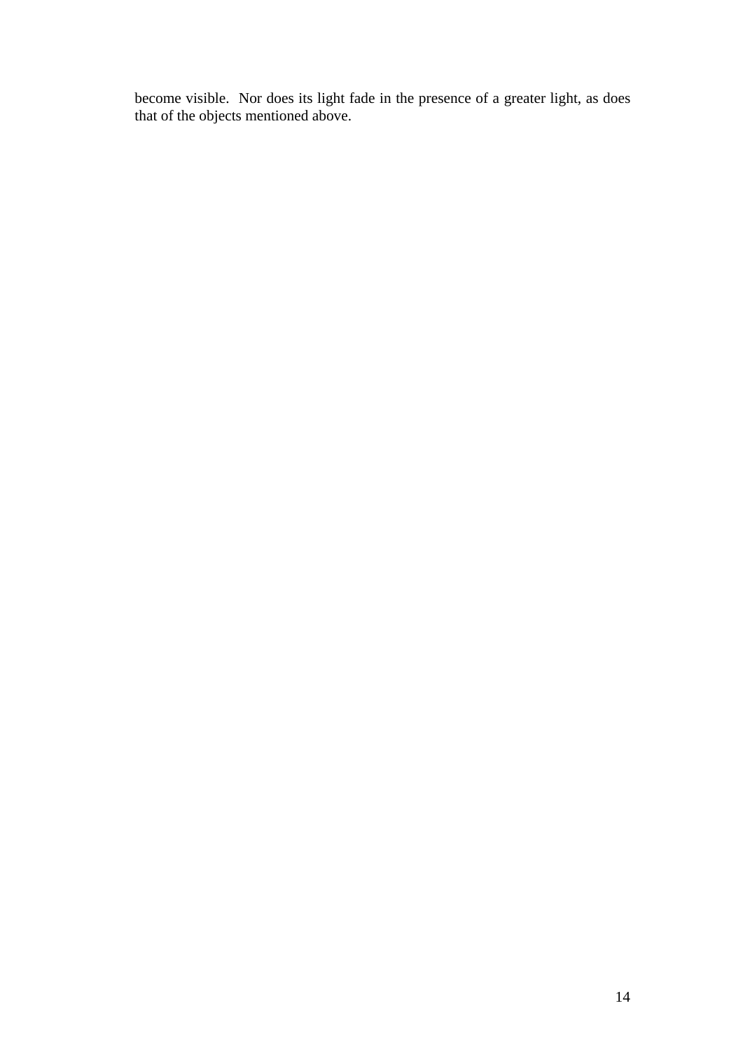become visible. Nor does its light fade in the presence of a greater light, as does that of the objects mentioned above.